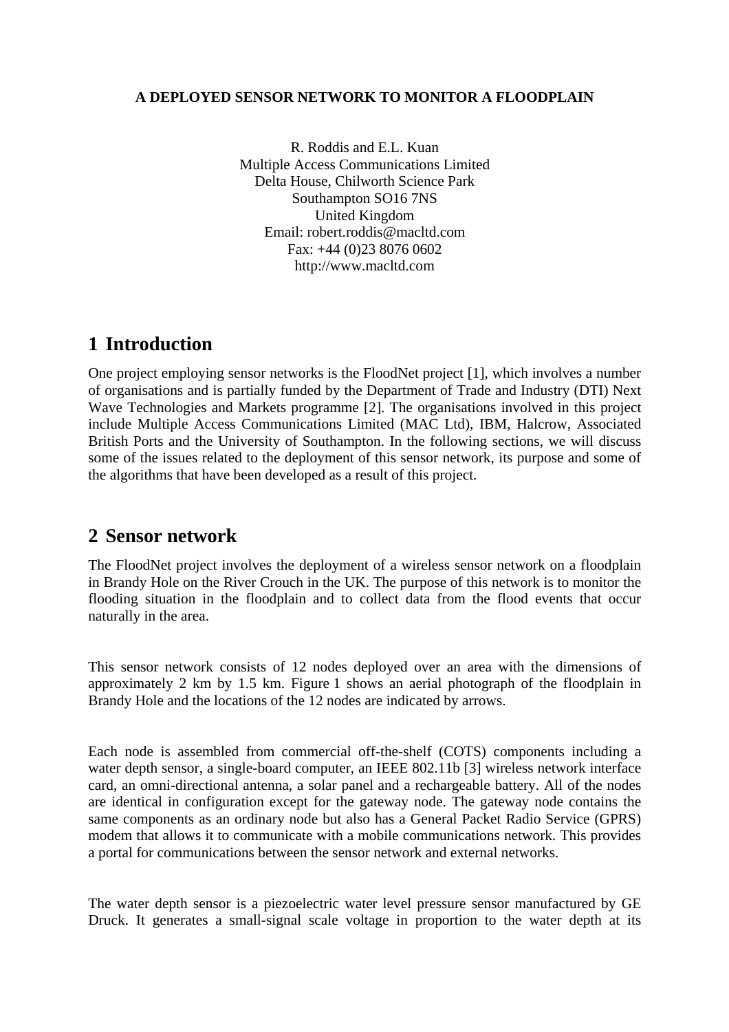**A DEPLOYED SENSOR NETWORK TO MONITOR A FLOODPLAIN**

R. Roddis and E.L. Kuan
Multiple Access Communications Limited
Delta House, Chilworth Science Park
Southampton SO16 7NS
United Kingdom
Email: robert.roddis@macltd.com
Fax: +44 (0)23 8076 0602
http://www.macltd.com

# 1 Introduction

One project employing sensor networks is the FloodNet project [1], which involves a number of organisations and is partially funded by the Department of Trade and Industry (DTI) Next Wave Technologies and Markets programme [2]. The organisations involved in this project include Multiple Access Communications Limited (MAC Ltd), IBM, Halcrow, Associated British Ports and the University of Southampton. In the following sections, we will discuss some of the issues related to the deployment of this sensor network, its purpose and some of the algorithms that have been developed as a result of this project.

# 2 Sensor network

The FloodNet project involves the deployment of a wireless sensor network on a floodplain in Brandy Hole on the River Crouch in the UK. The purpose of this network is to monitor the flooding situation in the floodplain and to collect data from the flood events that occur naturally in the area.

This sensor network consists of 12 nodes deployed over an area with the dimensions of approximately 2 km by 1.5 km. Figure 1 shows an aerial photograph of the floodplain in Brandy Hole and the locations of the 12 nodes are indicated by arrows.

Each node is assembled from commercial off-the-shelf (COTS) components including a water depth sensor, a single-board computer, an IEEE 802.11b [3] wireless network interface card, an omni-directional antenna, a solar panel and a rechargeable battery. All of the nodes are identical in configuration except for the gateway node. The gateway node contains the same components as an ordinary node but also has a General Packet Radio Service (GPRS) modem that allows it to communicate with a mobile communications network. This provides a portal for communications between the sensor network and external networks.

The water depth sensor is a piezoelectric water level pressure sensor manufactured by GE Druck. It generates a small-signal scale voltage in proportion to the water depth at its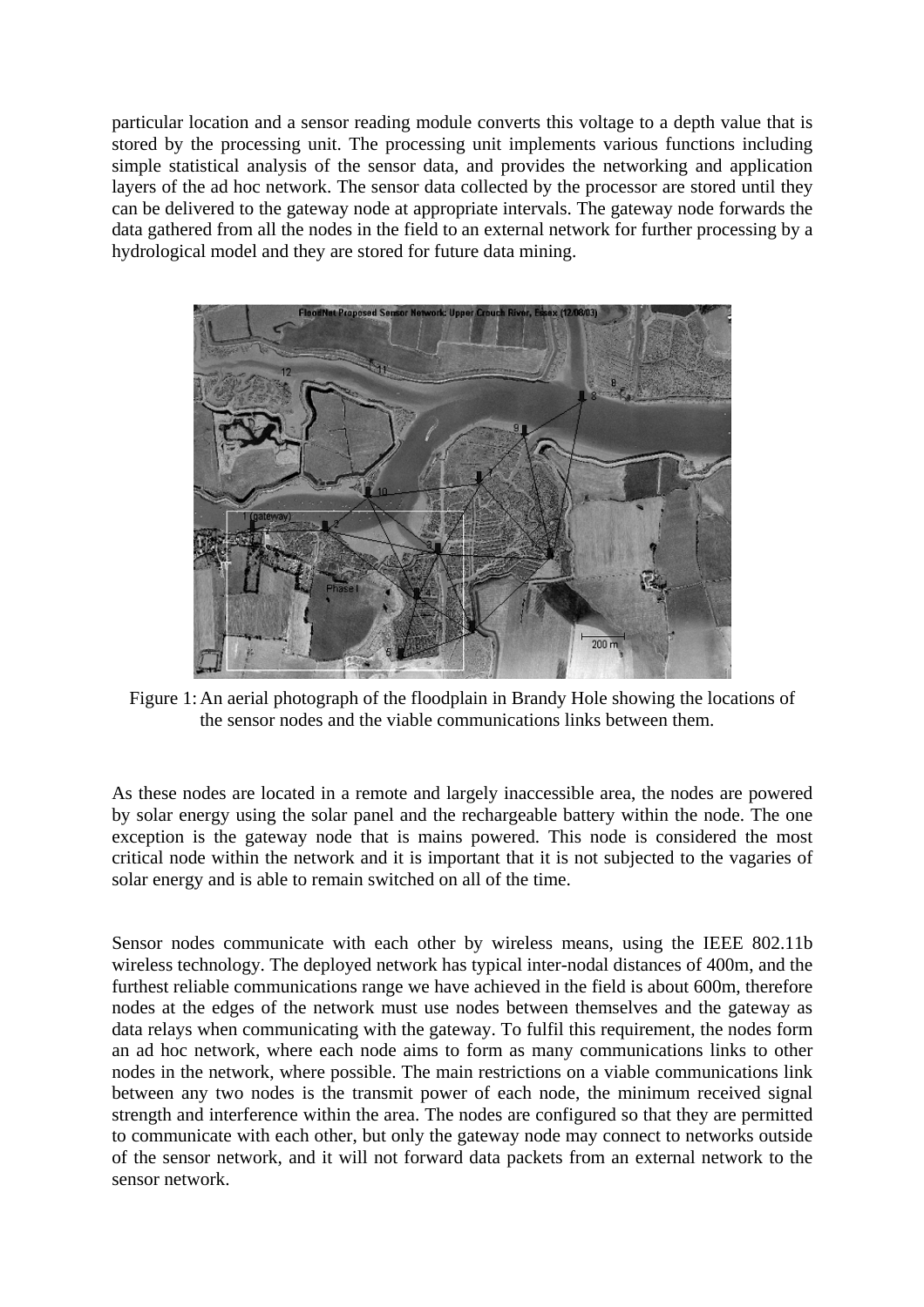particular location and a sensor reading module converts this voltage to a depth value that is stored by the processing unit. The processing unit implements various functions including simple statistical analysis of the sensor data, and provides the networking and application layers of the ad hoc network. The sensor data collected by the processor are stored until they can be delivered to the gateway node at appropriate intervals. The gateway node forwards the data gathered from all the nodes in the field to an external network for further processing by a hydrological model and they are stored for future data mining.

Figure 1: An aerial photograph of the floodplain in Brandy Hole showing the locations of the sensor nodes and the viable communications links between them.

As these nodes are located in a remote and largely inaccessible area, the nodes are powered by solar energy using the solar panel and the rechargeable battery within the node. The one exception is the gateway node that is mains powered. This node is considered the most critical node within the network and it is important that it is not subjected to the vagaries of solar energy and is able to remain switched on all of the time.

Sensor nodes communicate with each other by wireless means, using the IEEE 802.11b wireless technology. The deployed network has typical inter-nodal distances of 400m, and the furthest reliable communications range we have achieved in the field is about 600m, therefore nodes at the edges of the network must use nodes between themselves and the gateway as data relays when communicating with the gateway. To fulfil this requirement, the nodes form an ad hoc network, where each node aims to form as many communications links to other nodes in the network, where possible. The main restrictions on a viable communications link between any two nodes is the transmit power of each node, the minimum received signal strength and interference within the area. The nodes are configured so that they are permitted to communicate with each other, but only the gateway node may connect to networks outside of the sensor network, and it will not forward data packets from an external network to the sensor network.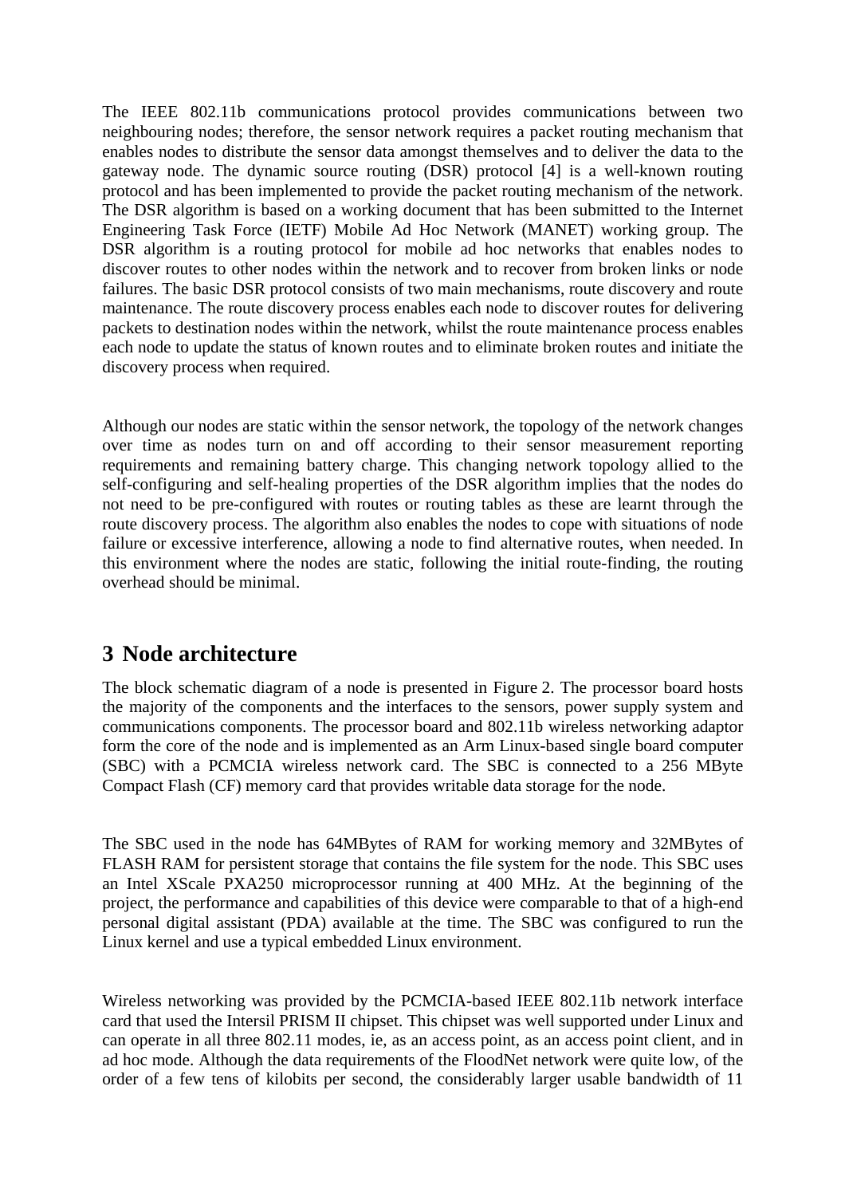The IEEE 802.11b communications protocol provides communications between two neighbouring nodes; therefore, the sensor network requires a packet routing mechanism that enables nodes to distribute the sensor data amongst themselves and to deliver the data to the gateway node. The dynamic source routing (DSR) protocol [4] is a well-known routing protocol and has been implemented to provide the packet routing mechanism of the network. The DSR algorithm is based on a working document that has been submitted to the Internet Engineering Task Force (IETF) Mobile Ad Hoc Network (MANET) working group. The DSR algorithm is a routing protocol for mobile ad hoc networks that enables nodes to discover routes to other nodes within the network and to recover from broken links or node failures. The basic DSR protocol consists of two main mechanisms, route discovery and route maintenance. The route discovery process enables each node to discover routes for delivering packets to destination nodes within the network, whilst the route maintenance process enables each node to update the status of known routes and to eliminate broken routes and initiate the discovery process when required.

Although our nodes are static within the sensor network, the topology of the network changes over time as nodes turn on and off according to their sensor measurement reporting requirements and remaining battery charge. This changing network topology allied to the self-configuring and self-healing properties of the DSR algorithm implies that the nodes do not need to be pre-configured with routes or routing tables as these are learnt through the route discovery process. The algorithm also enables the nodes to cope with situations of node failure or excessive interference, allowing a node to find alternative routes, when needed. In this environment where the nodes are static, following the initial route-finding, the routing overhead should be minimal.

## 3 Node architecture

The block schematic diagram of a node is presented in Figure 2. The processor board hosts the majority of the components and the interfaces to the sensors, power supply system and communications components. The processor board and 802.11b wireless networking adaptor form the core of the node and is implemented as an Arm Linux-based single board computer (SBC) with a PCMCIA wireless network card. The SBC is connected to a 256 MByte Compact Flash (CF) memory card that provides writable data storage for the node.

The SBC used in the node has 64MBytes of RAM for working memory and 32MBytes of FLASH RAM for persistent storage that contains the file system for the node. This SBC uses an Intel XScale PXA250 microprocessor running at 400 MHz. At the beginning of the project, the performance and capabilities of this device were comparable to that of a high-end personal digital assistant (PDA) available at the time. The SBC was configured to run the Linux kernel and use a typical embedded Linux environment.

Wireless networking was provided by the PCMCIA-based IEEE 802.11b network interface card that used the Intersil PRISM II chipset. This chipset was well supported under Linux and can operate in all three 802.11 modes, ie, as an access point, as an access point client, and in ad hoc mode. Although the data requirements of the FloodNet network were quite low, of the order of a few tens of kilobits per second, the considerably larger usable bandwidth of 11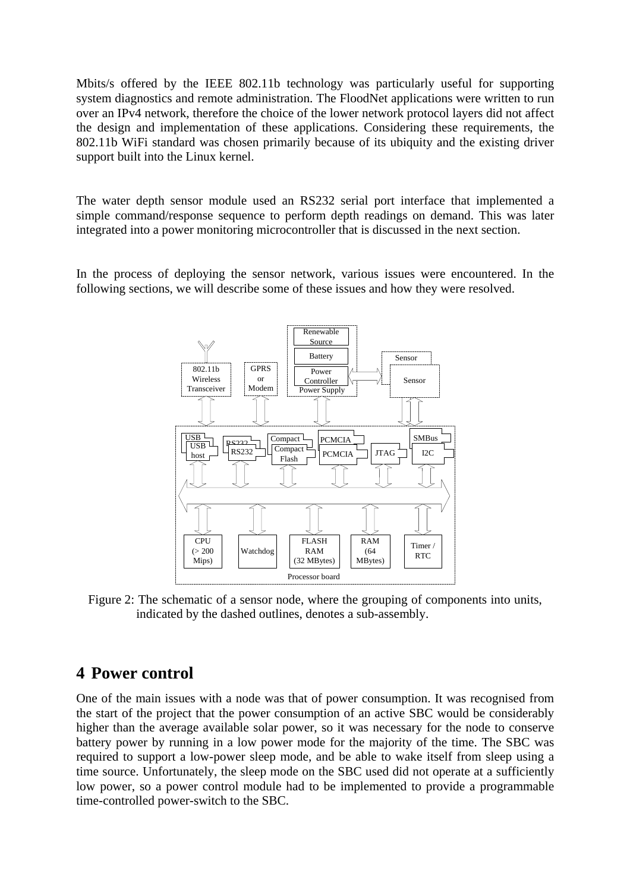Mbits/s offered by the IEEE 802.11b technology was particularly useful for supporting system diagnostics and remote administration. The FloodNet applications were written to run over an IPv4 network, therefore the choice of the lower network protocol layers did not affect the design and implementation of these applications. Considering these requirements, the 802.11b WiFi standard was chosen primarily because of its ubiquity and the existing driver support built into the Linux kernel.

The water depth sensor module used an RS232 serial port interface that implemented a simple command/response sequence to perform depth readings on demand. This was later integrated into a power monitoring microcontroller that is discussed in the next section.

In the process of deploying the sensor network, various issues were encountered. In the following sections, we will describe some of these issues and how they were resolved.

Figure 2: The schematic of a sensor node, where the grouping of components into units, indicated by the dashed outlines, denotes a sub-assembly.

## 4 Power control

One of the main issues with a node was that of power consumption. It was recognised from the start of the project that the power consumption of an active SBC would be considerably higher than the average available solar power, so it was necessary for the node to conserve battery power by running in a low power mode for the majority of the time. The SBC was required to support a low-power sleep mode, and be able to wake itself from sleep using a time source. Unfortunately, the sleep mode on the SBC used did not operate at a sufficiently low power, so a power control module had to be implemented to provide a programmable time-controlled power-switch to the SBC.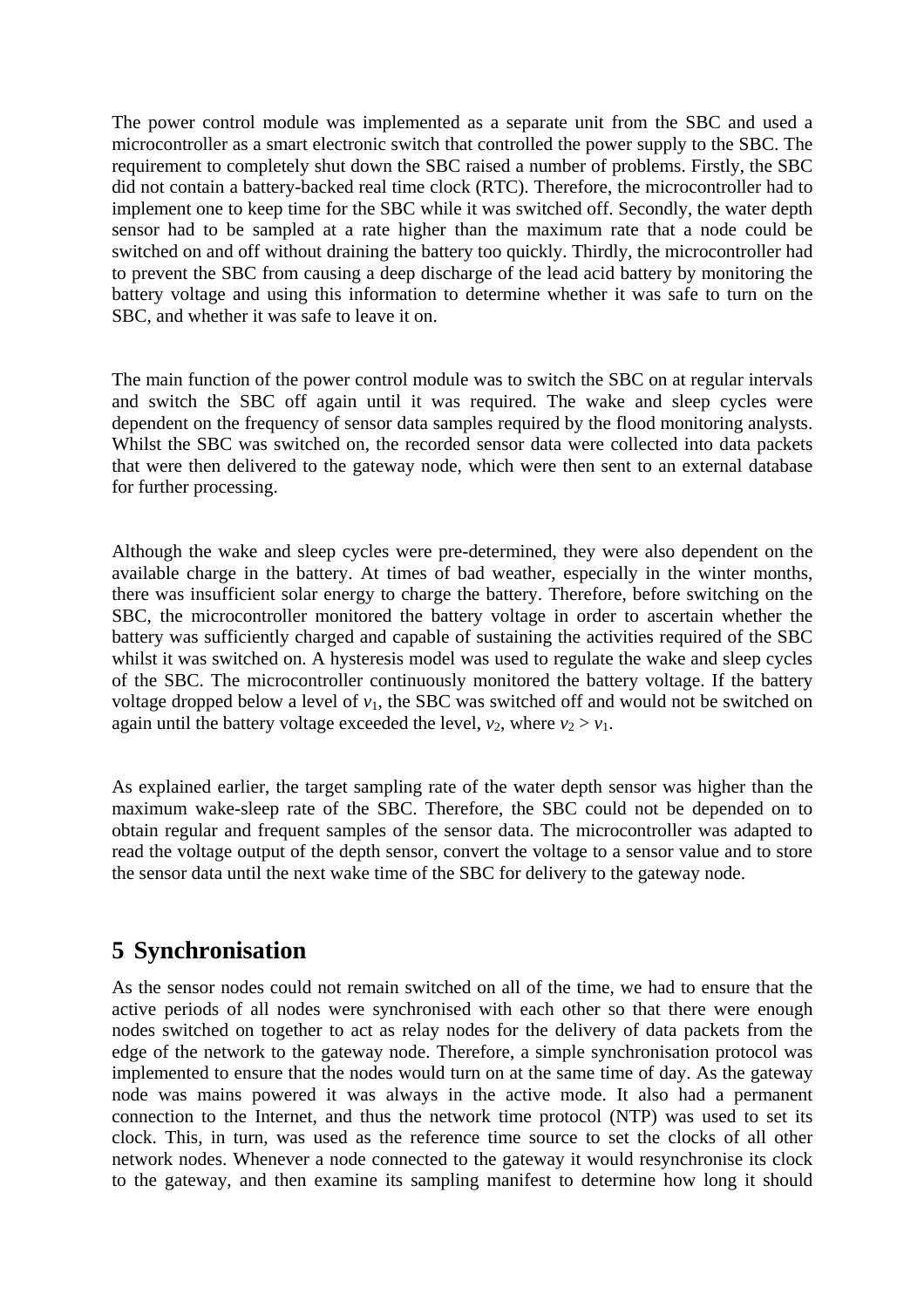The power control module was implemented as a separate unit from the SBC and used a microcontroller as a smart electronic switch that controlled the power supply to the SBC. The requirement to completely shut down the SBC raised a number of problems. Firstly, the SBC did not contain a battery-backed real time clock (RTC). Therefore, the microcontroller had to implement one to keep time for the SBC while it was switched off. Secondly, the water depth sensor had to be sampled at a rate higher than the maximum rate that a node could be switched on and off without draining the battery too quickly. Thirdly, the microcontroller had to prevent the SBC from causing a deep discharge of the lead acid battery by monitoring the battery voltage and using this information to determine whether it was safe to turn on the SBC, and whether it was safe to leave it on.

The main function of the power control module was to switch the SBC on at regular intervals and switch the SBC off again until it was required. The wake and sleep cycles were dependent on the frequency of sensor data samples required by the flood monitoring analysts. Whilst the SBC was switched on, the recorded sensor data were collected into data packets that were then delivered to the gateway node, which were then sent to an external database for further processing.

Although the wake and sleep cycles were pre-determined, they were also dependent on the available charge in the battery. At times of bad weather, especially in the winter months, there was insufficient solar energy to charge the battery. Therefore, before switching on the SBC, the microcontroller monitored the battery voltage in order to ascertain whether the battery was sufficiently charged and capable of sustaining the activities required of the SBC whilst it was switched on. A hysteresis model was used to regulate the wake and sleep cycles of the SBC. The microcontroller continuously monitored the battery voltage. If the battery voltage dropped below a level of $v_1$, the SBC was switched off and would not be switched on again until the battery voltage exceeded the level, $v_2$, where $v_2 > v_1$.

As explained earlier, the target sampling rate of the water depth sensor was higher than the maximum wake-sleep rate of the SBC. Therefore, the SBC could not be depended on to obtain regular and frequent samples of the sensor data. The microcontroller was adapted to read the voltage output of the depth sensor, convert the voltage to a sensor value and to store the sensor data until the next wake time of the SBC for delivery to the gateway node.

## 5 Synchronisation

As the sensor nodes could not remain switched on all of the time, we had to ensure that the active periods of all nodes were synchronised with each other so that there were enough nodes switched on together to act as relay nodes for the delivery of data packets from the edge of the network to the gateway node. Therefore, a simple synchronisation protocol was implemented to ensure that the nodes would turn on at the same time of day. As the gateway node was mains powered it was always in the active mode. It also had a permanent connection to the Internet, and thus the network time protocol (NTP) was used to set its clock. This, in turn, was used as the reference time source to set the clocks of all other network nodes. Whenever a node connected to the gateway it would resynchronise its clock to the gateway, and then examine its sampling manifest to determine how long it should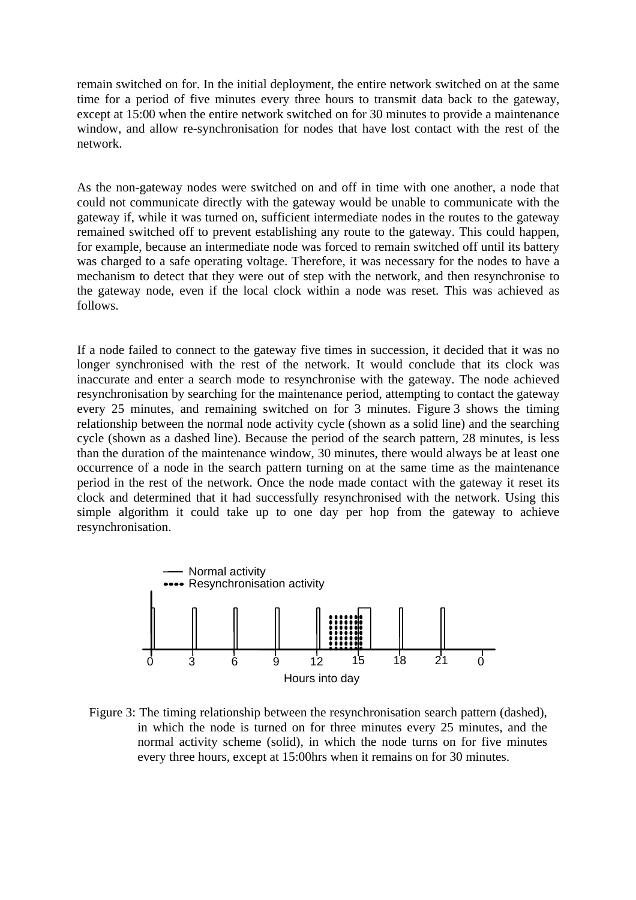remain switched on for. In the initial deployment, the entire network switched on at the same time for a period of five minutes every three hours to transmit data back to the gateway, except at 15:00 when the entire network switched on for 30 minutes to provide a maintenance window, and allow re-synchronisation for nodes that have lost contact with the rest of the network.

As the non-gateway nodes were switched on and off in time with one another, a node that could not communicate directly with the gateway would be unable to communicate with the gateway if, while it was turned on, sufficient intermediate nodes in the routes to the gateway remained switched off to prevent establishing any route to the gateway. This could happen, for example, because an intermediate node was forced to remain switched off until its battery was charged to a safe operating voltage. Therefore, it was necessary for the nodes to have a mechanism to detect that they were out of step with the network, and then resynchronise to the gateway node, even if the local clock within a node was reset. This was achieved as follows.

If a node failed to connect to the gateway five times in succession, it decided that it was no longer synchronised with the rest of the network. It would conclude that its clock was inaccurate and enter a search mode to resynchronise with the gateway. The node achieved resynchronisation by searching for the maintenance period, attempting to contact the gateway every 25 minutes, and remaining switched on for 3 minutes. Figure 3 shows the timing relationship between the normal node activity cycle (shown as a solid line) and the searching cycle (shown as a dashed line). Because the period of the search pattern, 28 minutes, is less than the duration of the maintenance window, 30 minutes, there would always be at least one occurrence of a node in the search pattern turning on at the same time as the maintenance period in the rest of the network. Once the node made contact with the gateway it reset its clock and determined that it had successfully resynchronised with the network. Using this simple algorithm it could take up to one day per hop from the gateway to achieve resynchronisation.

Figure 3: The timing relationship between the resynchronisation search pattern (dashed), in which the node is turned on for three minutes every 25 minutes, and the normal activity scheme (solid), in which the node turns on for five minutes every three hours, except at 15:00hrs when it remains on for 30 minutes.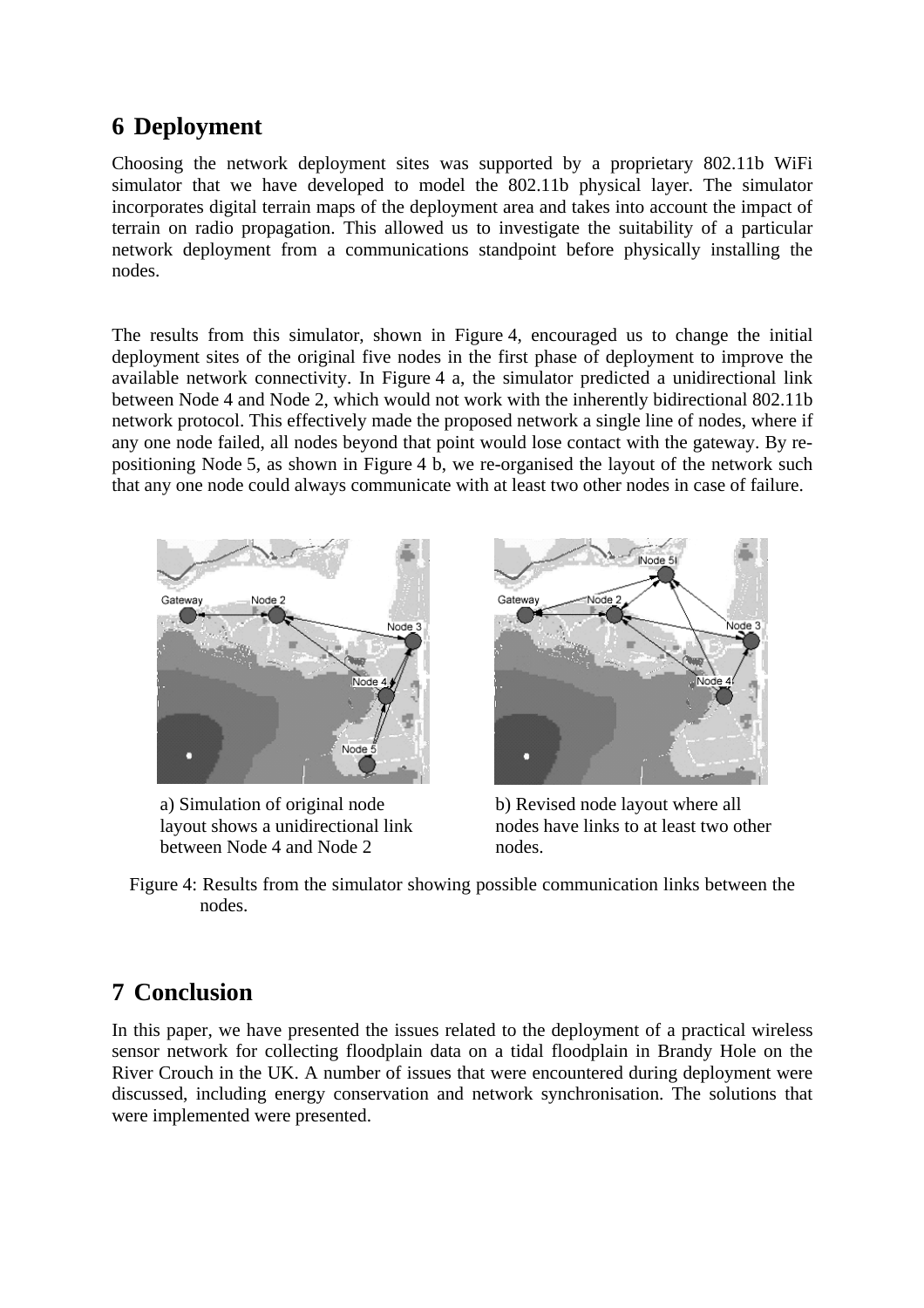# 6 Deployment

Choosing the network deployment sites was supported by a proprietary 802.11b WiFi simulator that we have developed to model the 802.11b physical layer. The simulator incorporates digital terrain maps of the deployment area and takes into account the impact of terrain on radio propagation. This allowed us to investigate the suitability of a particular network deployment from a communications standpoint before physically installing the nodes.

The results from this simulator, shown in Figure 4, encouraged us to change the initial deployment sites of the original five nodes in the first phase of deployment to improve the available network connectivity. In Figure 4 a, the simulator predicted a unidirectional link between Node 4 and Node 2, which would not work with the inherently bidirectional 802.11b network protocol. This effectively made the proposed network a single line of nodes, where if any one node failed, all nodes beyond that point would lose contact with the gateway. By re-positioning Node 5, as shown in Figure 4 b, we re-organised the layout of the network such that any one node could always communicate with at least two other nodes in case of failure.

a) Simulation of original node layout shows a unidirectional link between Node 4 and Node 2

b) Revised node layout where all nodes have links to at least two other nodes.

Figure 4: Results from the simulator showing possible communication links between the nodes.

# 7 Conclusion

In this paper, we have presented the issues related to the deployment of a practical wireless sensor network for collecting floodplain data on a tidal floodplain in Brandy Hole on the River Crouch in the UK. A number of issues that were encountered during deployment were discussed, including energy conservation and network synchronisation. The solutions that were implemented were presented.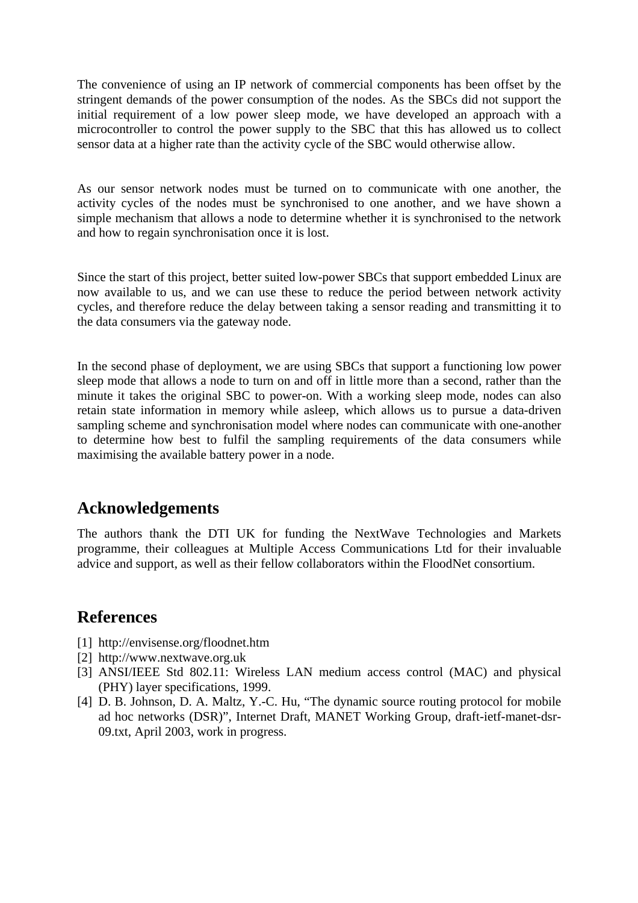The convenience of using an IP network of commercial components has been offset by the stringent demands of the power consumption of the nodes. As the SBCs did not support the initial requirement of a low power sleep mode, we have developed an approach with a microcontroller to control the power supply to the SBC that this has allowed us to collect sensor data at a higher rate than the activity cycle of the SBC would otherwise allow.

As our sensor network nodes must be turned on to communicate with one another, the activity cycles of the nodes must be synchronised to one another, and we have shown a simple mechanism that allows a node to determine whether it is synchronised to the network and how to regain synchronisation once it is lost.

Since the start of this project, better suited low-power SBCs that support embedded Linux are now available to us, and we can use these to reduce the period between network activity cycles, and therefore reduce the delay between taking a sensor reading and transmitting it to the data consumers via the gateway node.

In the second phase of deployment, we are using SBCs that support a functioning low power sleep mode that allows a node to turn on and off in little more than a second, rather than the minute it takes the original SBC to power-on. With a working sleep mode, nodes can also retain state information in memory while asleep, which allows us to pursue a data-driven sampling scheme and synchronisation model where nodes can communicate with one-another to determine how best to fulfil the sampling requirements of the data consumers while maximising the available battery power in a node.

## Acknowledgements

The authors thank the DTI UK for funding the NextWave Technologies and Markets programme, their colleagues at Multiple Access Communications Ltd for their invaluable advice and support, as well as their fellow collaborators within the FloodNet consortium.

## References

[1] http://envisense.org/floodnet.htm

[2] http://www.nextwave.org.uk

[3] ANSI/IEEE Std 802.11: Wireless LAN medium access control (MAC) and physical (PHY) layer specifications, 1999.

[4] D. B. Johnson, D. A. Maltz, Y.-C. Hu, "The dynamic source routing protocol for mobile ad hoc networks (DSR)", Internet Draft, MANET Working Group, draft-ietf-manet-dsr-09.txt, April 2003, work in progress.